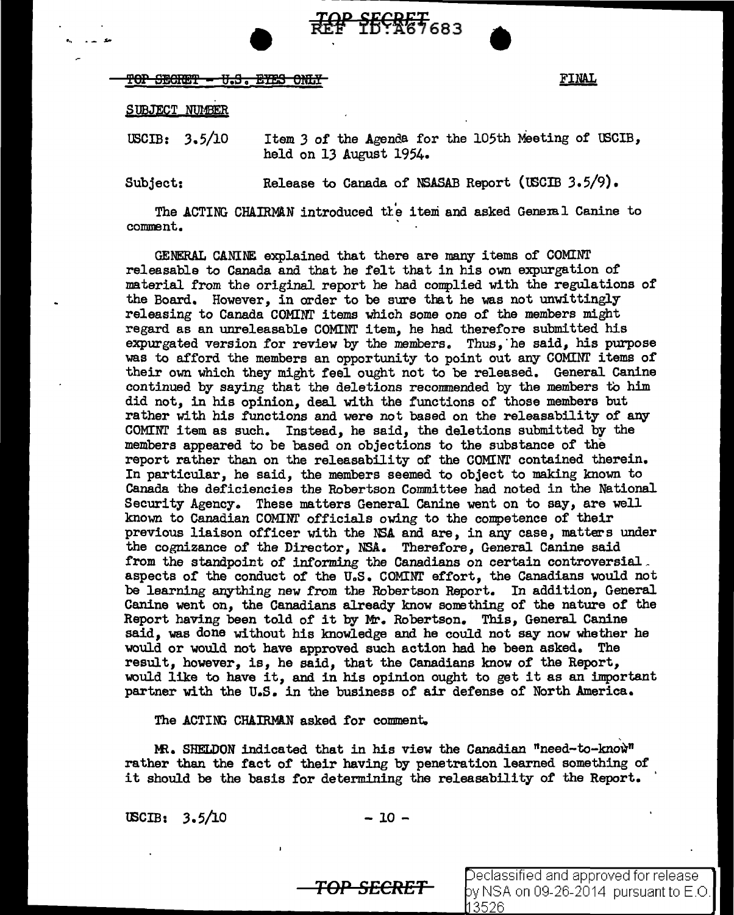TOP SECRET - U.S. EYES ONLY

FINAL

SUBJECT NUMBER

USCIB: 3.5/10 Item 3 of the Agenda for the 105th Meeting of USCIB, held on 13 August 1954.

Subject: Release to Canada of NSASAB Report (USCIB 3.5/9).

The ACTING CHAIRMAN introduced the item and asked General Canine to comment.

GENERAL CANINE explained that there are many items of COMINT releasable to Canada and that he felt that in his own expurgation of material from the original report he had complied with the regulations of the Board. However, in order to be sure that he was not unwittingly releasing to Canada COMINT items which some one of the members might regard as an unreleasable COMINT item, he had therefore submitted his expurgated version for review by the members. Thus, he said, his purpose was to afford the members an opportunity to point out any COMINT items of their own which they might feel ought not to be released. General Canine continued by saying that the deletions recommended by the members to him did not, in his opinion, deal with the functions of those members but rather with his functions and were not based on the releasability of any COMINT item as such. Instead, he said, the deletions submitted by the members appeared to be based on objections to the substance of the report rather than on the releasability of the COMINT contained therein. In particular, he said, the members seemed to object to making known to Canada the deficiencies the Robertson Committee had noted in the National Security Agency. These matters General Canine went on to say, are well known to Canadian COMINT officials owing to the competence of their previous liaison officer with the NSA and are, in any case, matters under the cognizance of the Director, NSA. Therefore, General Canine said from the standpoint of informing the Canadians on certain controversial aspects of the conduct of the U.S. COMINT effort, the Canadians would not be learning anything new from the Robertson Report. In addition, General Canine went on, the Canadians already know something of the nature of the Report having been told of it by Mr. Robertson. This, General Canine said, was done without his knowledge and he could not say now whether he would or would not have approved such action had he been asked. The result, however, is, he said, that the Canadians know of the Report, would like to have it, and in his opinion ought to get it as an important partner with the U.S. in the business of air defense of North America.

The ACTING CHAIRMAN asked for comment.

MR. SHELDON indicated that in his view the Canadian "need-to-know" rather than the fact of their having by penetration learned something of it should be the basis for determining the releasability of the Report.

USCIB: 3.5/10

Declassified and approved for release by NSA on 09-26-2014 pursuant to E.O. 13526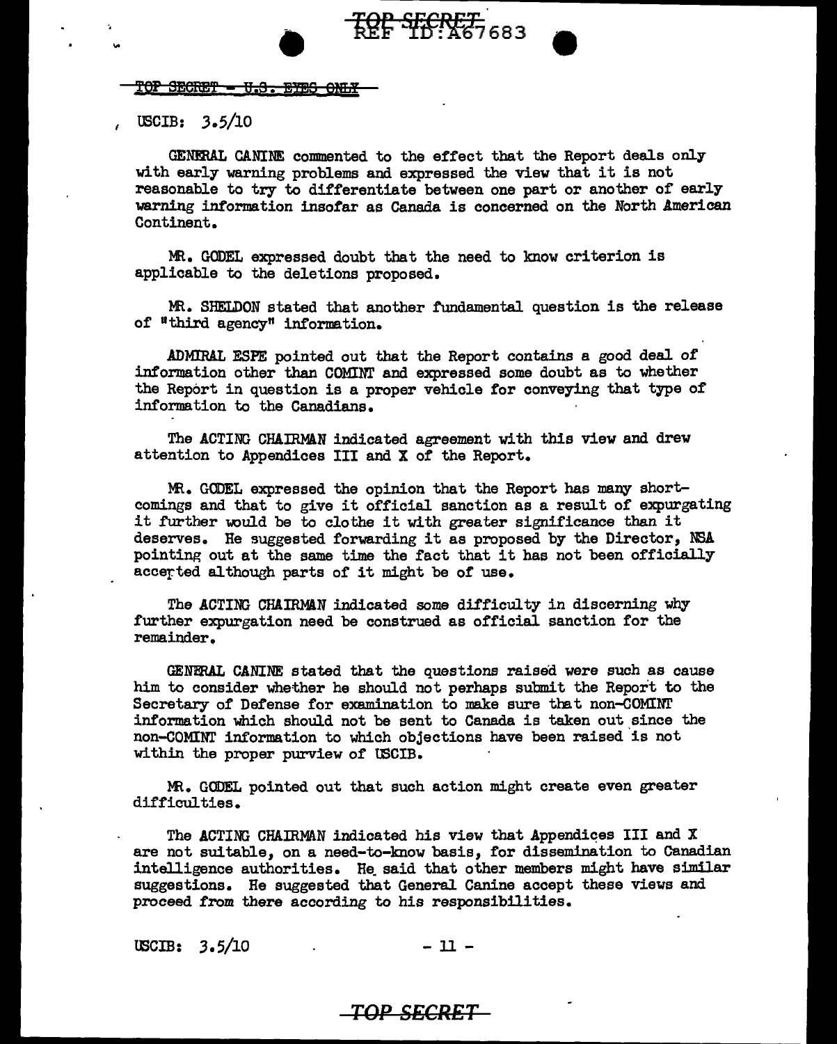TOP SECRET - U.S. EYES ONLY

USCIB: 3.5/10

GENERAL CANINE commented to the effect that the Report deals only with early warning problems and expressed the view that it is not reasonable to try to differentiate between one part or another of early warning information insofar as Canada is concerned on the North American Continent.

MR. GODEL expressed doubt that the need to know criterion is applicable to the deletions proposed.

MR. SHELDON stated that another fundamental question is the release of "third agency" information.

ADMIRAL ESPE pointed out that the Report contains a good deal of information other than COMINT and expressed some doubt as to whether the Report in question is a proper vehicle for conveying that type of information to the Canadians.

The ACTING CHAIRMAN indicated agreement with this view and drew attention to Appendices III and X of the Report.

MR. GODEL expressed the opinion that the Report has many shortcomings and that to give it official sanction as a result of expurgating it further would be to clothe it with greater significance than it deserves. He suggested forwarding it as proposed by the Director, NSA pointing out at the same time the fact that it has not been officially accepted although parts of it might be of use.

The ACTING CHAIRMAN indicated some difficulty in discerning why further expurgation need be construed as official sanction for the remainder.

GENERAL CANINE stated that the questions raised were such as cause him to consider whether he should not perhaps submit the Report to the Secretary of Defense for examination to make sure that non-COMINT information which should not be sent to Canada is taken out since the non-COMINT information to which objections have been raised is not within the proper purview of USCIB.

MR. GODEL pointed out that such action might create even greater difficulties.

The ACTING CHAIRMAN indicated his view that Appendices III and X are not suitable, on a need-to-know basis, for dissemination to Canadian intelligence authorities. He said that other members might have similar suggestions. He suggested that General Canine accept these views and proceed from there according to his responsibilities.

USCIB: 3.5/10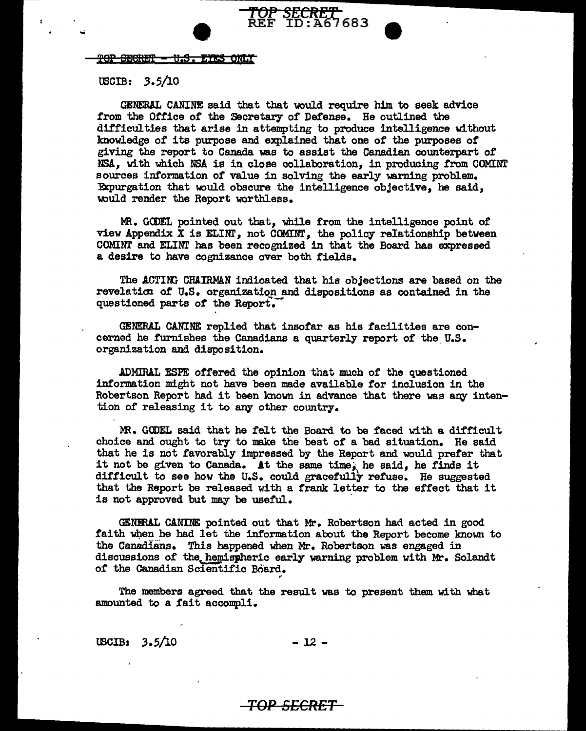TOP SECRET - U.S. EYES ONLY

USCIB: 3.5/10

GENERAL CANINE said that that would require him to seek advice from the Office of the Secretary of Defense. He outlined the difficulties that arise in attempting to produce intelligence without knowledge of its purpose and explained that one of the purposes of giving the report to Canada was to assist the Canadian counterpart of NSA, with which NSA is in close collaboration, in producing from COMINT sources information of value in solving the early warning problem. Expurgation that would obscure the intelligence objective, he said, would render the Report worthless.

MR. GODEL pointed out that, while from the intelligence point of view Appendix X is ELINT, not COMINT, the policy relationship between COMINT and ELINT has been recognized in that the Board has expressed a desire to have cognizance over both fields.

The ACTING CHAIRMAN indicated that his objections are based on the revelation of U.S. organization and dispositions as contained in the questioned parts of the Report.

GENERAL CANINE replied that insofar as his facilities are concerned he furnishes the Canadians a quarterly report of the U.S. organization and disposition.

ADMIRAL ESPE offered the opinion that much of the questioned information might not have been made available for inclusion in the Robertson Report had it been known in advance that there was any intention of releasing it to any other country.

MR. GODEL said that he felt the Board to be faced with a difficult choice and ought to try to make the best of a bad situation. He said that he is not favorably impressed by the Report and would prefer that it not be given to Canada. At the same time, he said, he finds it difficult to see how the U.S. could gracefully refuse. He suggested that the Report be released with a frank letter to the effect that it is not approved but may be useful.

GENERAL CANINE pointed out that Mr. Robertson had acted in good faith when he had let the information about the Report become known to the Canadians. This happened when Mr. Robertson was engaged in discussions of the hemispheric early warning problem with Mr. Solandt of the Canadian Scientific Board.

The members agreed that the result was to present them with what amounted to a fait accompli.

USCIB: 3.5/10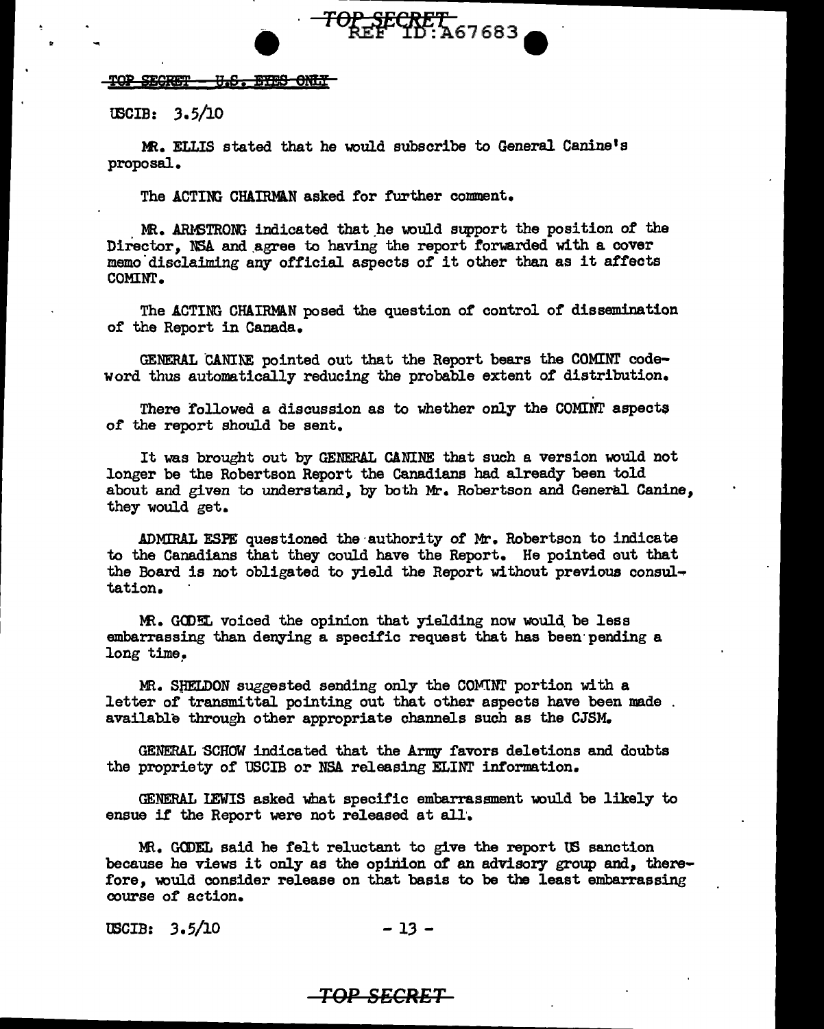TOP SECRET - U.S. EYES ONLY

USCIB: 3.5/10

MR. ELLIS stated that he would subscribe to General Canine's proposal.

The ACTING CHAIRMAN asked for further comment.

MR. ARMSTRONG indicated that he would support the position of the Director, NSA and agree to having the report forwarded with a cover memo disclaiming any official aspects of it other than as it affects COMINT.

The ACTING CHAIRMAN posed the question of control of dissemination of the Report in Canada.

GENERAL CANINE pointed out that the Report bears the COMINT codeword thus automatically reducing the probable extent of distribution.

There followed a discussion as to whether only the COMINT aspects of the report should be sent.

It was brought out by GENERAL CANINE that such a version would not longer be the Robertson Report the Canadians had already been told about and given to understand, by both Mr. Robertson and General Canine, they would get.

ADMIRAL ESPE questioned the authority of Mr. Robertson to indicate to the Canadians that they could have the Report. He pointed out that the Board is not obligated to yield the Report without previous consultation.

MR. GODEL voiced the opinion that yielding now would be less embarrassing than denying a specific request that has been pending a long time.

MR. SHELDON suggested sending only the COMINT portion with a letter of transmittal pointing out that other aspects have been made available through other appropriate channels such as the CJSM.

GENERAL SCHOW indicated that the Army favors deletions and doubts the propriety of USCIB or NSA releasing ELINT information.

GENERAL LEWIS asked what specific embarrassment would be likely to ensue if the Report were not released at all.

MR. GODEL said he felt reluctant to give the report US sanction because he views it only as the opinion of an advisory group and, therefore, would consider release on that basis to be the least embarrassing course of action.

USCIB: 3.5/10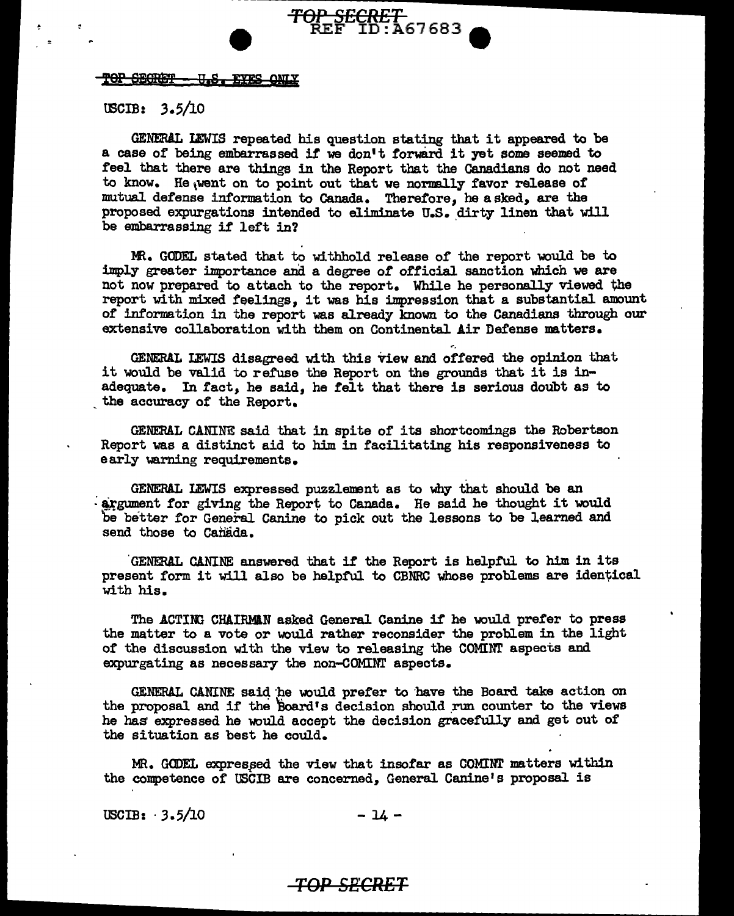TOP SECRET - U.S. EYES ONLY

USCIB: 3.5/10

GENERAL LEWIS repeated his question stating that it appeared to be a case of being embarrassed if we don't forward it yet some seemed to feel that there are things in the Report that the Canadians do not need to know. He went on to point out that we normally favor release of mutual defense information to Canada. Therefore, he asked, are the proposed expurgations intended to eliminate U.S. dirty linen that will be embarrassing if left in?

MR. GODEL stated that to withhold release of the report would be to imply greater importance and a degree of official sanction which we are not now prepared to attach to the report. While he personally viewed the report with mixed feelings, it was his impression that a substantial amount of information in the report was already known to the Canadians through our extensive collaboration with them on Continental Air Defense matters.

GENERAL LEWIS disagreed with this view and offered the opinion that it would be valid to refuse the Report on the grounds that it is inadequate. In fact, he said, he felt that there is serious doubt as to the accuracy of the Report.

GENERAL CANINE said that in spite of its shortcomings the Robertson Report was a distinct aid to him in facilitating his responsiveness to early warning requirements.

GENERAL LEWIS expressed puzzlement as to why that should be an argument for giving the Report to Canada. He said he thought it would be better for General Canine to pick out the lessons to be learned and send those to Canada.

GENERAL CANINE answered that if the Report is helpful to him in its present form it will also be helpful to CBNRC whose problems are identical with his.

The ACTING CHAIRMAN asked General Canine if he would prefer to press the matter to a vote or would rather reconsider the problem in the light of the discussion with the view to releasing the COMINT aspects and expurgating as necessary the non-COMINT aspects.

GENERAL CANINE said he would prefer to have the Board take action on the proposal and if the Board's decision should run counter to the views he has expressed he would accept the decision gracefully and get out of the situation as best he could.

MR. GODEL expressed the view that insofar as COMINT matters within the competence of USCIB are concerned, General Canine's proposal is

USCIB: 3.5/10 - 14 -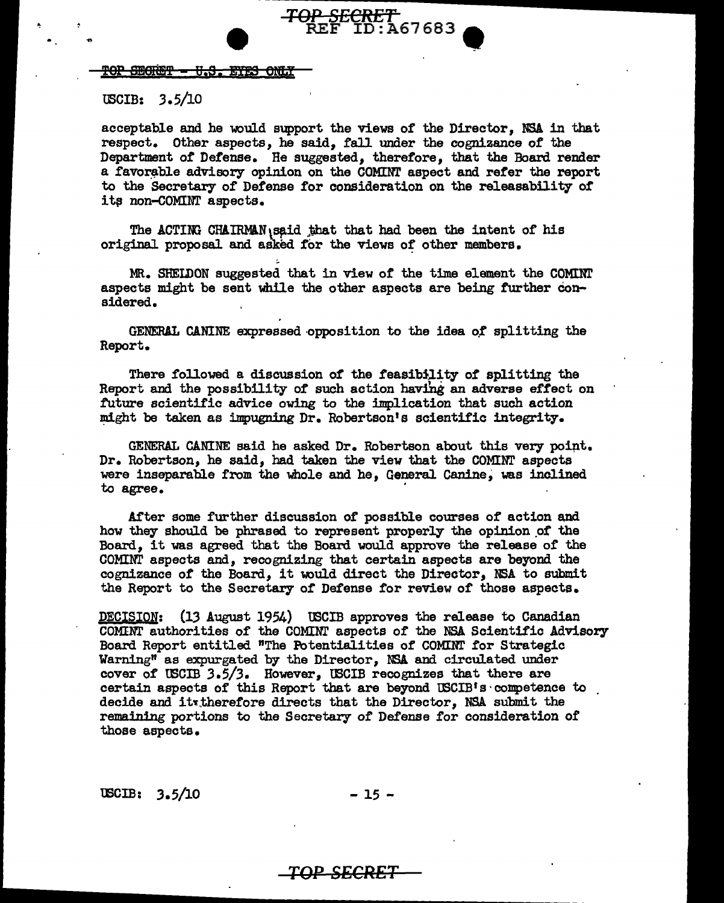TOP SECRET - U.S. EYES ONLY

USCIB: 3.5/10

acceptable and he would support the views of the Director, NSA in that respect. Other aspects, he said, fall under the cognizance of the Department of Defense. He suggested, therefore, that the Board render a favorable advisory opinion on the COMINT aspect and refer the report to the Secretary of Defense for consideration on the releasability of its non-COMINT aspects.

The ACTING CHAIRMAN said that that had been the intent of his original proposal and asked for the views of other members.

MR. SHELDON suggested that in view of the time element the COMINT aspects might be sent while the other aspects are being further considered.

GENERAL CANINE expressed opposition to the idea of splitting the Report.

There followed a discussion of the feasibility of splitting the Report and the possibility of such action having an adverse effect on future scientific advice owing to the implication that such action might be taken as impugning Dr. Robertson's scientific integrity.

GENERAL CANINE said he asked Dr. Robertson about this very point. Dr. Robertson, he said, had taken the view that the COMINT aspects were inseparable from the whole and he, General Canine, was inclined to agree.

After some further discussion of possible courses of action and how they should be phrased to represent properly the opinion of the Board, it was agreed that the Board would approve the release of the COMINT aspects and, recognizing that certain aspects are beyond the cognizance of the Board, it would direct the Director, NSA to submit the Report to the Secretary of Defense for review of those aspects.

DECISION: (13 August 1954) USCIB approves the release to Canadian COMINT authorities of the COMINT aspects of the NSA Scientific Advisory Board Report entitled "The Potentialities of COMINT for Strategic Warning" as expurgated by the Director, NSA and circulated under cover of USCIB 3.5/3. However, USCIB recognizes that there are certain aspects of this Report that are beyond USCIB's competence to decide and it therefore directs that the Director, NSA submit the remaining portions to the Secretary of Defense for consideration of those aspects.

USCIB: 3.5/10